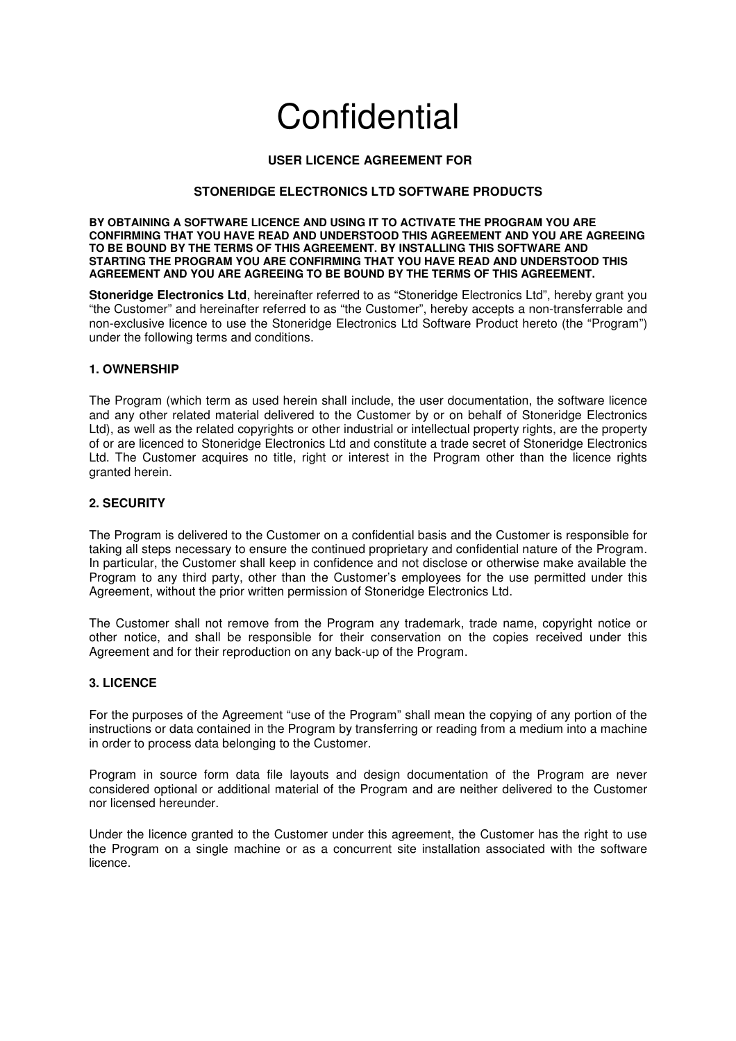# Confidential

## USER LICENCE AGREEMENT FOR

## STONERIDGE ELECTRONICS LTD SOFTWARE PRODUCTS

**BY OBTAINING A SOFTWARE LICENCE AND USING IT TO ACTIVATE THE PROGRAM YOU ARE CONFIRMING THAT YOU HAVE READ AND UNDERSTOOD THIS AGREEMENT AND YOU ARE AGREEING TO BE BOUND BY THE TERMS OF THIS AGREEMENT. BY INSTALLING THIS SOFTWARE AND STARTING THE PROGRAM YOU ARE CONFIRMING THAT YOU HAVE READ AND UNDERSTOOD THIS AGREEMENT AND YOU ARE AGREEING TO BE BOUND BY THE TERMS OF THIS AGREEMENT.**

**Stoneridge Electronics Ltd**, hereinafter referred to as "Stoneridge Electronics Ltd", hereby grant you "the Customer" and hereinafter referred to as "the Customer", hereby accepts a non-transferrable and non-exclusive licence to use the Stoneridge Electronics Ltd Software Product hereto (the "Program") under the following terms and conditions.

### 1. OWNERSHIP

The Program (which term as used herein shall include, the user documentation, the software licence and any other related material delivered to the Customer by or on behalf of Stoneridge Electronics Ltd), as well as the related copyrights or other industrial or intellectual property rights, are the property of or are licenced to Stoneridge Electronics Ltd and constitute a trade secret of Stoneridge Electronics Ltd. The Customer acquires no title, right or interest in the Program other than the licence rights granted herein.

### 2. SECURITY

The Program is delivered to the Customer on a confidential basis and the Customer is responsible for taking all steps necessary to ensure the continued proprietary and confidential nature of the Program. In particular, the Customer shall keep in confidence and not disclose or otherwise make available the Program to any third party, other than the Customer's employees for the use permitted under this Agreement, without the prior written permission of Stoneridge Electronics Ltd.

The Customer shall not remove from the Program any trademark, trade name, copyright notice or other notice, and shall be responsible for their conservation on the copies received under this Agreement and for their reproduction on any back-up of the Program.

### 3. LICENCE

For the purposes of the Agreement "use of the Program" shall mean the copying of any portion of the instructions or data contained in the Program by transferring or reading from a medium into a machine in order to process data belonging to the Customer.

Program in source form data file layouts and design documentation of the Program are never considered optional or additional material of the Program and are neither delivered to the Customer nor licensed hereunder.

Under the licence granted to the Customer under this agreement, the Customer has the right to use the Program on a single machine or as a concurrent site installation associated with the software licence.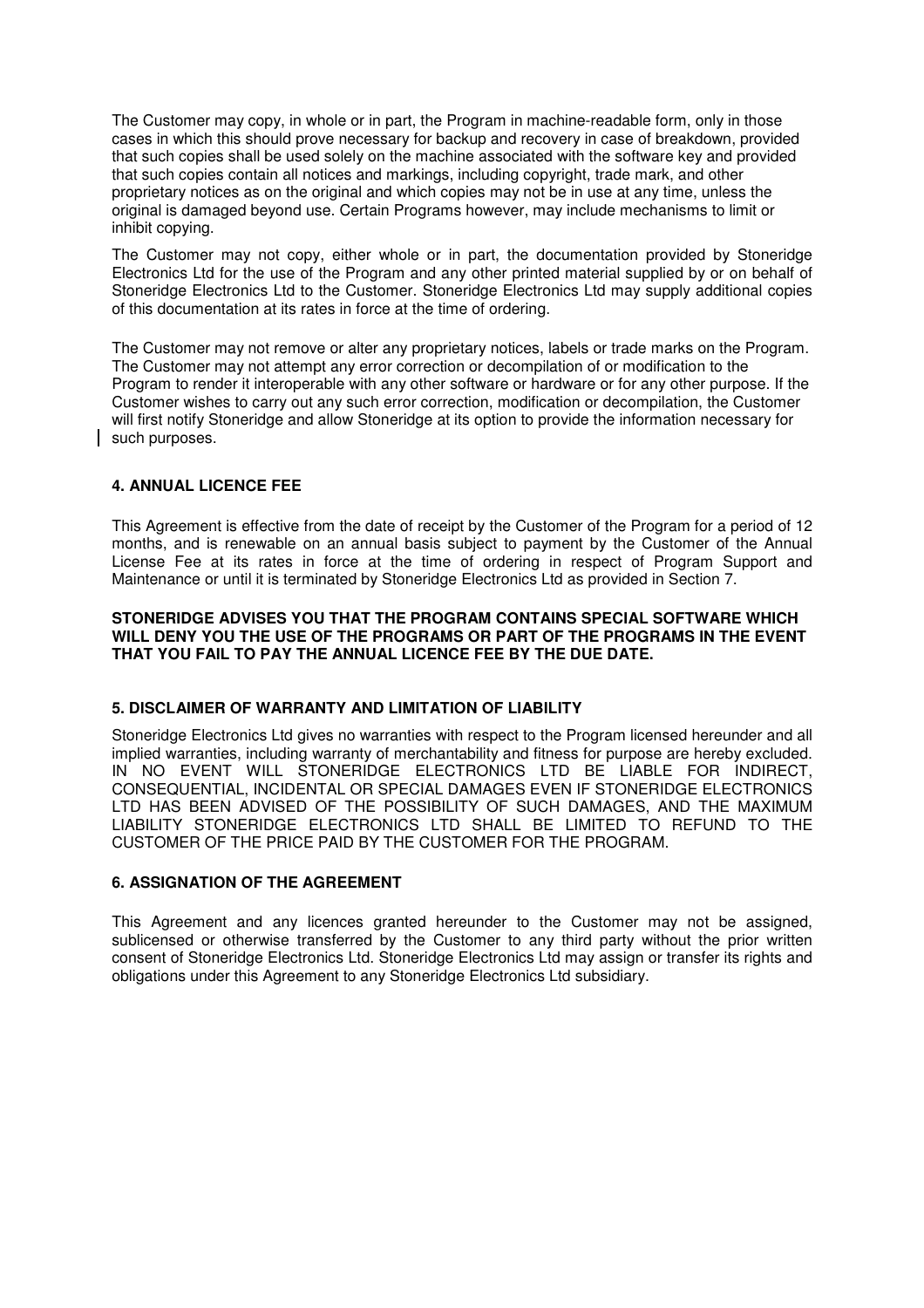The Customer may copy, in whole or in part, the Program in machine-readable form, only in those cases in which this should prove necessary for backup and recovery in case of breakdown, provided that such copies shall be used solely on the machine associated with the software key and provided that such copies contain all notices and markings, including copyright, trade mark, and other proprietary notices as on the original and which copies may not be in use at any time, unless the original is damaged beyond use. Certain Programs however, may include mechanisms to limit or inhibit copying.

The Customer may not copy, either whole or in part, the documentation provided by Stoneridge Electronics Ltd for the use of the Program and any other printed material supplied by or on behalf of Stoneridge Electronics Ltd to the Customer. Stoneridge Electronics Ltd may supply additional copies of this documentation at its rates in force at the time of ordering.

The Customer may not remove or alter any proprietary notices, labels or trade marks on the Program. The Customer may not attempt any error correction or decompilation of or modification to the Program to render it interoperable with any other software or hardware or for any other purpose. If the Customer wishes to carry out any such error correction, modification or decompilation, the Customer will first notify Stoneridge and allow Stoneridge at its option to provide the information necessary for such purposes.

#### 4. ANNUAL LICENCE FEE

This Agreement is effective from the date of receipt by the Customer of the Program for a period of 12 months, and is renewable on an annual basis subject to payment by the Customer of the Annual License Fee at its rates in force at the time of ordering in respect of Program Support and Maintenance or until it is terminated by Stoneridge Electronics Ltd as provided in Section 7.

**STONERIDGE ADVISES YOU THAT THE PROGRAM CONTAINS SPECIAL SOFTWARE WHICH WILL DENY YOU THE USE OF THE PROGRAMS OR PART OF THE PROGRAMS IN THE EVENT THAT YOU FAIL TO PAY THE ANNUAL LICENCE FEE BY THE DUE DATE.**

#### 5. DISCLAIMER OF WARRANTY AND LIMITATION OF LIABILITY

Stoneridge Electronics Ltd gives no warranties with respect to the Program licensed hereunder and all implied warranties, including warranty of merchantability and fitness for purpose are hereby excluded. IN NO EVENT WILL STONERIDGE ELECTRONICS LTD BE LIABLE FOR INDIRECT, CONSEQUENTIAL, INCIDENTAL OR SPECIAL DAMAGES EVEN IF STONERIDGE ELECTRONICS LTD HAS BEEN ADVISED OF THE POSSIBILITY OF SUCH DAMAGES, AND THE MAXIMUM LIABILITY STONERIDGE ELECTRONICS LTD SHALL BE LIMITED TO REFUND TO THE CUSTOMER OF THE PRICE PAID BY THE CUSTOMER FOR THE PROGRAM.

#### 6. ASSIGNATION OF THE AGREEMENT

This Agreement and any licences granted hereunder to the Customer may not be assigned, sublicensed or otherwise transferred by the Customer to any third party without the prior written consent of Stoneridge Electronics Ltd. Stoneridge Electronics Ltd may assign or transfer its rights and obligations under this Agreement to any Stoneridge Electronics Ltd subsidiary.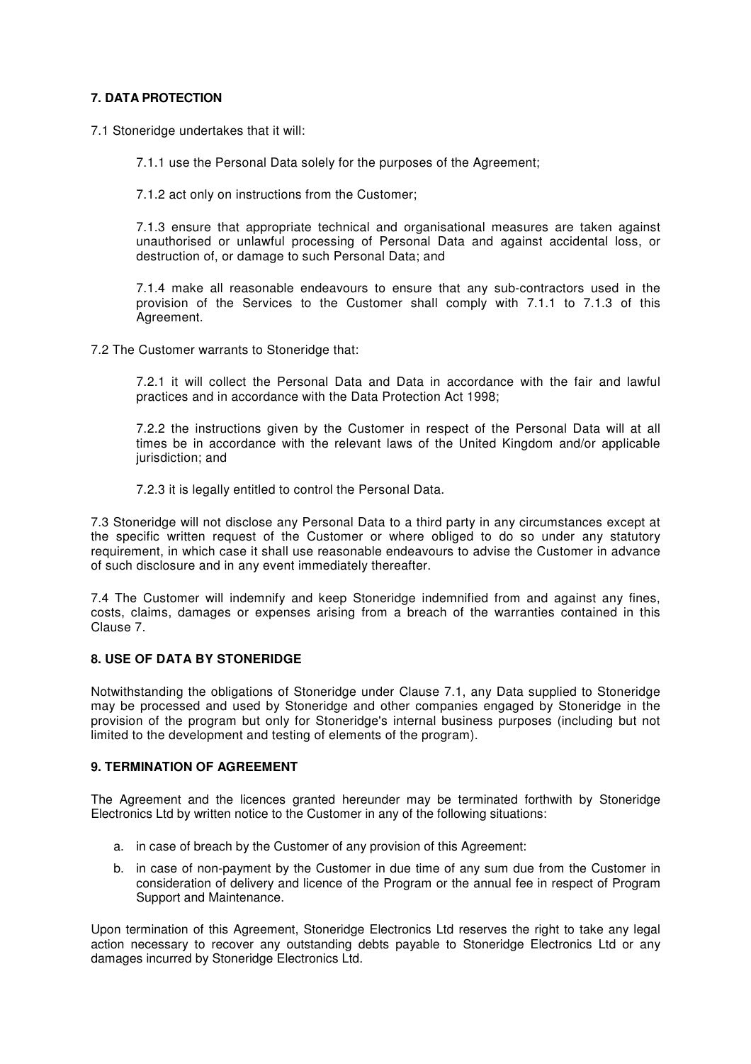**7. DATA PROTECTION**

7.1 Stoneridge undertakes that it will:

> 7.1.1 use the Personal Data solely for the purposes of the Agreement;
>
> 7.1.2 act only on instructions from the Customer;
>
> 7.1.3 ensure that appropriate technical and organisational measures are taken against unauthorised or unlawful processing of Personal Data and against accidental loss, or destruction of, or damage to such Personal Data; and
>
> 7.1.4 make all reasonable endeavours to ensure that any sub-contractors used in the provision of the Services to the Customer shall comply with 7.1.1 to 7.1.3 of this Agreement.

7.2 The Customer warrants to Stoneridge that:

> 7.2.1 it will collect the Personal Data and Data in accordance with the fair and lawful practices and in accordance with the Data Protection Act 1998;
>
> 7.2.2 the instructions given by the Customer in respect of the Personal Data will at all times be in accordance with the relevant laws of the United Kingdom and/or applicable jurisdiction; and
>
> 7.2.3 it is legally entitled to control the Personal Data.

7.3 Stoneridge will not disclose any Personal Data to a third party in any circumstances except at the specific written request of the Customer or where obliged to do so under any statutory requirement, in which case it shall use reasonable endeavours to advise the Customer in advance of such disclosure and in any event immediately thereafter.

7.4 The Customer will indemnify and keep Stoneridge indemnified from and against any fines, costs, claims, damages or expenses arising from a breach of the warranties contained in this Clause 7.

**8. USE OF DATA BY STONERIDGE**

Notwithstanding the obligations of Stoneridge under Clause 7.1, any Data supplied to Stoneridge may be processed and used by Stoneridge and other companies engaged by Stoneridge in the provision of the program but only for Stoneridge's internal business purposes (including but not limited to the development and testing of elements of the program).

**9. TERMINATION OF AGREEMENT**

The Agreement and the licences granted hereunder may be terminated forthwith by Stoneridge Electronics Ltd by written notice to the Customer in any of the following situations:

a. in case of breach by the Customer of any provision of this Agreement:

b. in case of non-payment by the Customer in due time of any sum due from the Customer in consideration of delivery and licence of the Program or the annual fee in respect of Program Support and Maintenance.

Upon termination of this Agreement, Stoneridge Electronics Ltd reserves the right to take any legal action necessary to recover any outstanding debts payable to Stoneridge Electronics Ltd or any damages incurred by Stoneridge Electronics Ltd.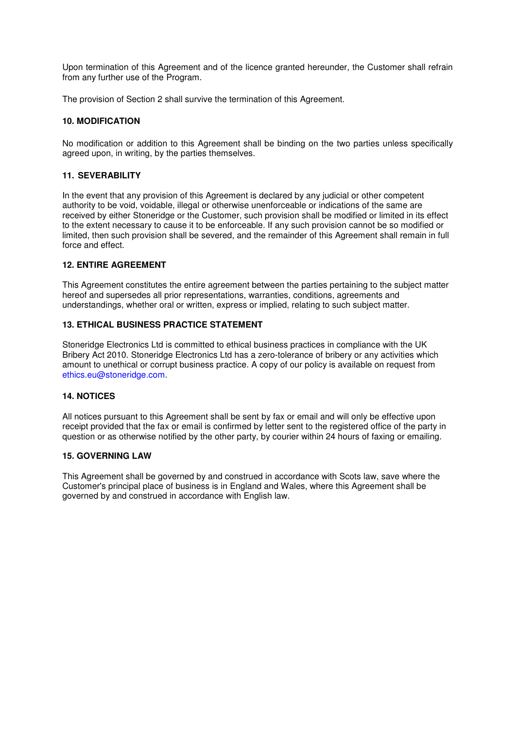Upon termination of this Agreement and of the licence granted hereunder, the Customer shall refrain from any further use of the Program.

The provision of Section 2 shall survive the termination of this Agreement.

**10. MODIFICATION**

No modification or addition to this Agreement shall be binding on the two parties unless specifically agreed upon, in writing, by the parties themselves.

**11. SEVERABILITY**

In the event that any provision of this Agreement is declared by any judicial or other competent authority to be void, voidable, illegal or otherwise unenforceable or indications of the same are received by either Stoneridge or the Customer, such provision shall be modified or limited in its effect to the extent necessary to cause it to be enforceable. If any such provision cannot be so modified or limited, then such provision shall be severed, and the remainder of this Agreement shall remain in full force and effect.

**12. ENTIRE AGREEMENT**

This Agreement constitutes the entire agreement between the parties pertaining to the subject matter hereof and supersedes all prior representations, warranties, conditions, agreements and understandings, whether oral or written, express or implied, relating to such subject matter.

**13. ETHICAL BUSINESS PRACTICE STATEMENT**

Stoneridge Electronics Ltd is committed to ethical business practices in compliance with the UK Bribery Act 2010. Stoneridge Electronics Ltd has a zero-tolerance of bribery or any activities which amount to unethical or corrupt business practice. A copy of our policy is available on request from ethics.eu@stoneridge.com.

**14. NOTICES**

All notices pursuant to this Agreement shall be sent by fax or email and will only be effective upon receipt provided that the fax or email is confirmed by letter sent to the registered office of the party in question or as otherwise notified by the other party, by courier within 24 hours of faxing or emailing.

**15. GOVERNING LAW**

This Agreement shall be governed by and construed in accordance with Scots law, save where the Customer's principal place of business is in England and Wales, where this Agreement shall be governed by and construed in accordance with English law.